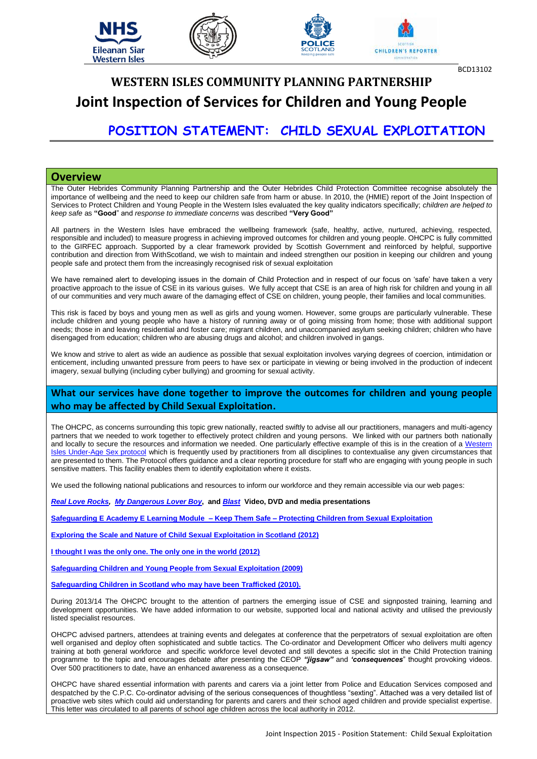BCD13102

# WESTERN ISLES COMMUNITY PLANNING PARTNERSHIP

# Joint Inspection of Services for Children and Young People

## POSITION STATEMENT: CHILD SEXUAL EXPLOITATION

## Overview

The Outer Hebrides Community Planning Partnership and the Outer Hebrides Child Protection Committee recognise absolutely the importance of wellbeing and the need to keep our children safe from harm or abuse. In 2010, the (HMIE) report of the Joint Inspection of Services to Protect Children and Young People in the Western Isles evaluated the key quality indicators specifically; *children are helped to keep safe* as **"Good**" and *response to immediate concerns* was described **"Very Good"**

All partners in the Western Isles have embraced the wellbeing framework (safe, healthy, active, nurtured, achieving, respected, responsible and included) to measure progress in achieving improved outcomes for children and young people. OHCPC is fully committed to the GIRFEC approach. Supported by a clear framework provided by Scottish Government and reinforced by helpful, supportive contribution and direction from WithScotland, we wish to maintain and indeed strengthen our position in keeping our children and young people safe and protect them from the increasingly recognised risk of sexual exploitation

We have remained alert to developing issues in the domain of Child Protection and in respect of our focus on 'safe' have taken a very proactive approach to the issue of CSE in its various guises. We fully accept that CSE is an area of high risk for children and young in all of our communities and very much aware of the damaging effect of CSE on children, young people, their families and local communities.

This risk is faced by boys and young men as well as girls and young women. However, some groups are particularly vulnerable. These include children and young people who have a history of running away or of going missing from home; those with additional support needs; those in and leaving residential and foster care; migrant children, and unaccompanied asylum seeking children; children who have disengaged from education; children who are abusing drugs and alcohol; and children involved in gangs.

We know and strive to alert as wide an audience as possible that sexual exploitation involves varying degrees of coercion, intimidation or enticement, including unwanted pressure from peers to have sex or participate in viewing or being involved in the production of indecent imagery, sexual bullying (including cyber bullying) and grooming for sexual activity.

## What our services have done together to improve the outcomes for children and young people who may be affected by Child Sexual Exploitation.

The OHCPC, as concerns surrounding this topic grew nationally, reacted swiftly to advise all our practitioners, managers and multi-agency partners that we needed to work together to effectively protect children and young persons. We linked with our partners both nationally and locally to secure the resources and information we needed. One particularly effective example of this is in the creation of a Western Isles Under-Age Sex protocol which is frequently used by practitioners from all disciplines to contextualise any given circumstances that are presented to them. The Protocol offers guidance and a clear reporting procedure for staff who are engaging with young people in such sensitive matters. This facility enables them to identify exploitation where it exists.

We used the following national publications and resources to inform our workforce and they remain accessible via our web pages:

***Real Love Rocks*, *My Dangerous Lover Boy*, and *Blast* Video, DVD and media presentations**

**Safeguarding E Academy E Learning Module – Keep Them Safe – Protecting Children from Sexual Exploitation**

**Exploring the Scale and Nature of Child Sexual Exploitation in Scotland (2012)**

**I thought I was the only one. The only one in the world (2012)**

**Safeguarding Children and Young People from Sexual Exploitation (2009)**

**Safeguarding Children in Scotland who may have been Trafficked (2010).**

During 2013/14 The OHCPC brought to the attention of partners the emerging issue of CSE and signposted training, learning and development opportunities. We have added information to our website, supported local and national activity and utilised the previously listed specialist resources.

OHCPC advised partners, attendees at training events and delegates at conference that the perpetrators of sexual exploitation are often well organised and deploy often sophisticated and subtle tactics. The Co-ordinator and Development Officer who delivers multi agency training at both general workforce and specific workforce level devoted and still devotes a specific slot in the Child Protection training programme to the topic and encourages debate after presenting the CEOP ***"jigsaw"*** and ***'consequences***" thought provoking videos. Over 500 practitioners to date, have an enhanced awareness as a consequence.

OHCPC have shared essential information with parents and carers via a joint letter from Police and Education Services composed and despatched by the C.P.C. Co-ordinator advising of the serious consequences of thoughtless "sexting". Attached was a very detailed list of proactive web sites which could aid understanding for parents and carers and their school aged children and provide specialist expertise. This letter was circulated to all parents of school age children across the local authority in 2012.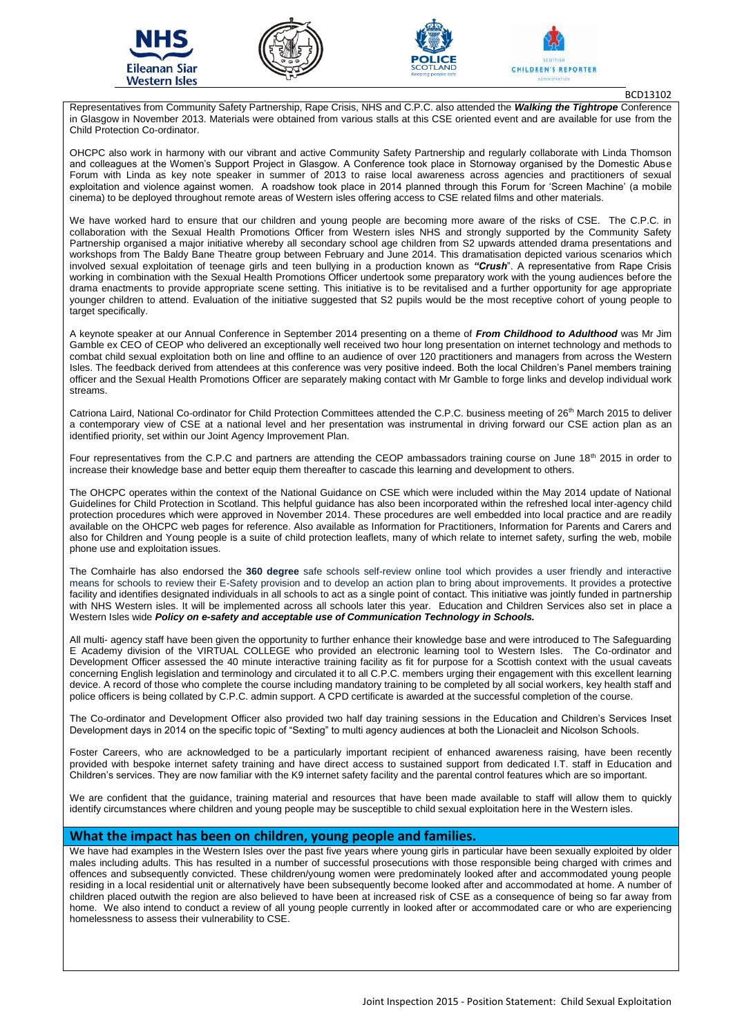Representatives from Community Safety Partnership, Rape Crisis, NHS and C.P.C. also attended the ***Walking the Tightrope*** Conference in Glasgow in November 2013. Materials were obtained from various stalls at this CSE oriented event and are available for use from the Child Protection Co-ordinator.

OHCPC also work in harmony with our vibrant and active Community Safety Partnership and regularly collaborate with Linda Thomson and colleagues at the Women's Support Project in Glasgow. A Conference took place in Stornoway organised by the Domestic Abuse Forum with Linda as key note speaker in summer of 2013 to raise local awareness across agencies and practitioners of sexual exploitation and violence against women. A roadshow took place in 2014 planned through this Forum for 'Screen Machine' (a mobile cinema) to be deployed throughout remote areas of Western isles offering access to CSE related films and other materials.

We have worked hard to ensure that our children and young people are becoming more aware of the risks of CSE. The C.P.C. in collaboration with the Sexual Health Promotions Officer from Western isles NHS and strongly supported by the Community Safety Partnership organised a major initiative whereby all secondary school age children from S2 upwards attended drama presentations and workshops from The Baldy Bane Theatre group between February and June 2014. This dramatisation depicted various scenarios which involved sexual exploitation of teenage girls and teen bullying in a production known as ***"Crush"***. A representative from Rape Crisis working in combination with the Sexual Health Promotions Officer undertook some preparatory work with the young audiences before the drama enactments to provide appropriate scene setting. This initiative is to be revitalised and a further opportunity for age appropriate younger children to attend. Evaluation of the initiative suggested that S2 pupils would be the most receptive cohort of young people to target specifically.

A keynote speaker at our Annual Conference in September 2014 presenting on a theme of ***From Childhood to Adulthood*** was Mr Jim Gamble ex CEO of CEOP who delivered an exceptionally well received two hour long presentation on internet technology and methods to combat child sexual exploitation both on line and offline to an audience of over 120 practitioners and managers from across the Western Isles. The feedback derived from attendees at this conference was very positive indeed. Both the local Children's Panel members training officer and the Sexual Health Promotions Officer are separately making contact with Mr Gamble to forge links and develop individual work streams.

Catriona Laird, National Co-ordinator for Child Protection Committees attended the C.P.C. business meeting of 26th March 2015 to deliver a contemporary view of CSE at a national level and her presentation was instrumental in driving forward our CSE action plan as an identified priority, set within our Joint Agency Improvement Plan.

Four representatives from the C.P.C and partners are attending the CEOP ambassadors training course on June 18th 2015 in order to increase their knowledge base and better equip them thereafter to cascade this learning and development to others.

The OHCPC operates within the context of the National Guidance on CSE which were included within the May 2014 update of National Guidelines for Child Protection in Scotland. This helpful guidance has also been incorporated within the refreshed local inter-agency child protection procedures which were approved in November 2014. These procedures are well embedded into local practice and are readily available on the OHCPC web pages for reference. Also available as Information for Practitioners, Information for Parents and Carers and also for Children and Young people is a suite of child protection leaflets, many of which relate to internet safety, surfing the web, mobile phone use and exploitation issues.

The Comhairle has also endorsed the **360 degree** safe schools self-review online tool which provides a user friendly and interactive means for schools to review their E-Safety provision and to develop an action plan to bring about improvements. It provides a protective facility and identifies designated individuals in all schools to act as a single point of contact. This initiative was jointly funded in partnership with NHS Western isles. It will be implemented across all schools later this year. Education and Children Services also set in place a Western Isles wide ***Policy on e-safety and acceptable use of Communication Technology in Schools.***

All multi- agency staff have been given the opportunity to further enhance their knowledge base and were introduced to The Safeguarding E Academy division of the VIRTUAL COLLEGE who provided an electronic learning tool to Western Isles. The Co-ordinator and Development Officer assessed the 40 minute interactive training facility as fit for purpose for a Scottish context with the usual caveats concerning English legislation and terminology and circulated it to all C.P.C. members urging their engagement with this excellent learning device. A record of those who complete the course including mandatory training to be completed by all social workers, key health staff and police officers is being collated by C.P.C. admin support. A CPD certificate is awarded at the successful completion of the course.

The Co-ordinator and Development Officer also provided two half day training sessions in the Education and Children's Services Inset Development days in 2014 on the specific topic of "Sexting" to multi agency audiences at both the Lionacleit and Nicolson Schools.

Foster Careers, who are acknowledged to be a particularly important recipient of enhanced awareness raising, have been recently provided with bespoke internet safety training and have direct access to sustained support from dedicated I.T. staff in Education and Children's services. They are now familiar with the K9 internet safety facility and the parental control features which are so important.

We are confident that the guidance, training material and resources that have been made available to staff will allow them to quickly identify circumstances where children and young people may be susceptible to child sexual exploitation here in the Western isles.

## What the impact has been on children, young people and families.

We have had examples in the Western Isles over the past five years where young girls in particular have been sexually exploited by older males including adults. This has resulted in a number of successful prosecutions with those responsible being charged with crimes and offences and subsequently convicted. These children/young women were predominately looked after and accommodated young people residing in a local residential unit or alternatively have been subsequently become looked after and accommodated at home. A number of children placed outwith the region are also believed to have been at increased risk of CSE as a consequence of being so far away from home. We also intend to conduct a review of all young people currently in looked after or accommodated care or who are experiencing homelessness to assess their vulnerability to CSE.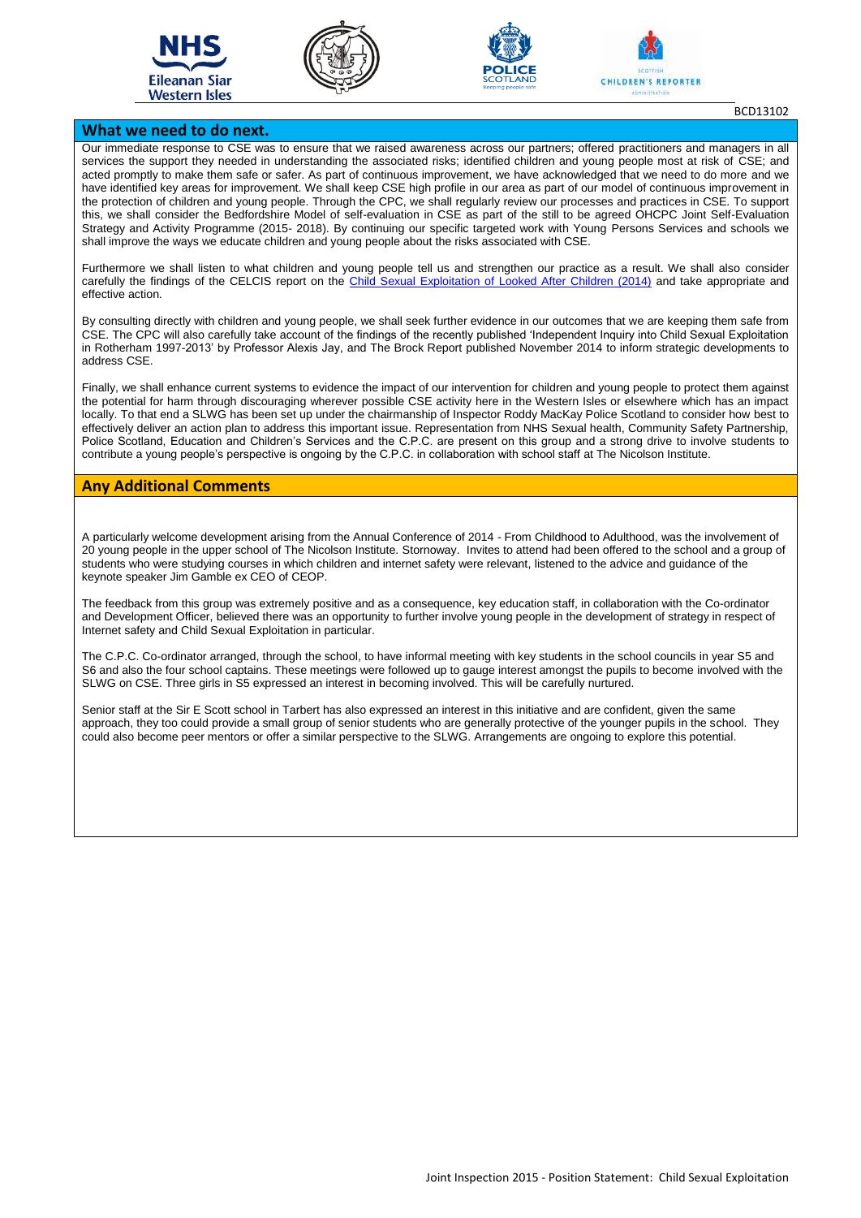## What we need to do next.

Our immediate response to CSE was to ensure that we raised awareness across our partners; offered practitioners and managers in all services the support they needed in understanding the associated risks; identified children and young people most at risk of CSE; and acted promptly to make them safe or safer. As part of continuous improvement, we have acknowledged that we need to do more and we have identified key areas for improvement. We shall keep CSE high profile in our area as part of our model of continuous improvement in the protection of children and young people. Through the CPC, we shall regularly review our processes and practices in CSE. To support this, we shall consider the Bedfordshire Model of self-evaluation in CSE as part of the still to be agreed OHCPC Joint Self-Evaluation Strategy and Activity Programme (2015- 2018). By continuing our specific targeted work with Young Persons Services and schools we shall improve the ways we educate children and young people about the risks associated with CSE.

Furthermore we shall listen to what children and young people tell us and strengthen our practice as a result. We shall also consider carefully the findings of the CELCIS report on the Child Sexual Exploitation of Looked After Children (2014) and take appropriate and effective action.

By consulting directly with children and young people, we shall seek further evidence in our outcomes that we are keeping them safe from CSE. The CPC will also carefully take account of the findings of the recently published 'Independent Inquiry into Child Sexual Exploitation in Rotherham 1997-2013' by Professor Alexis Jay, and The Brock Report published November 2014 to inform strategic developments to address CSE.

Finally, we shall enhance current systems to evidence the impact of our intervention for children and young people to protect them against the potential for harm through discouraging wherever possible CSE activity here in the Western Isles or elsewhere which has an impact locally. To that end a SLWG has been set up under the chairmanship of Inspector Roddy MacKay Police Scotland to consider how best to effectively deliver an action plan to address this important issue. Representation from NHS Sexual health, Community Safety Partnership, Police Scotland, Education and Children's Services and the C.P.C. are present on this group and a strong drive to involve students to contribute a young people's perspective is ongoing by the C.P.C. in collaboration with school staff at The Nicolson Institute.

## Any Additional Comments

A particularly welcome development arising from the Annual Conference of 2014 - From Childhood to Adulthood, was the involvement of 20 young people in the upper school of The Nicolson Institute. Stornoway. Invites to attend had been offered to the school and a group of students who were studying courses in which children and internet safety were relevant, listened to the advice and guidance of the keynote speaker Jim Gamble ex CEO of CEOP.

The feedback from this group was extremely positive and as a consequence, key education staff, in collaboration with the Co-ordinator and Development Officer, believed there was an opportunity to further involve young people in the development of strategy in respect of Internet safety and Child Sexual Exploitation in particular.

The C.P.C. Co-ordinator arranged, through the school, to have informal meeting with key students in the school councils in year S5 and S6 and also the four school captains. These meetings were followed up to gauge interest amongst the pupils to become involved with the SLWG on CSE. Three girls in S5 expressed an interest in becoming involved. This will be carefully nurtured.

Senior staff at the Sir E Scott school in Tarbert has also expressed an interest in this initiative and are confident, given the same approach, they too could provide a small group of senior students who are generally protective of the younger pupils in the school. They could also become peer mentors or offer a similar perspective to the SLWG. Arrangements are ongoing to explore this potential.